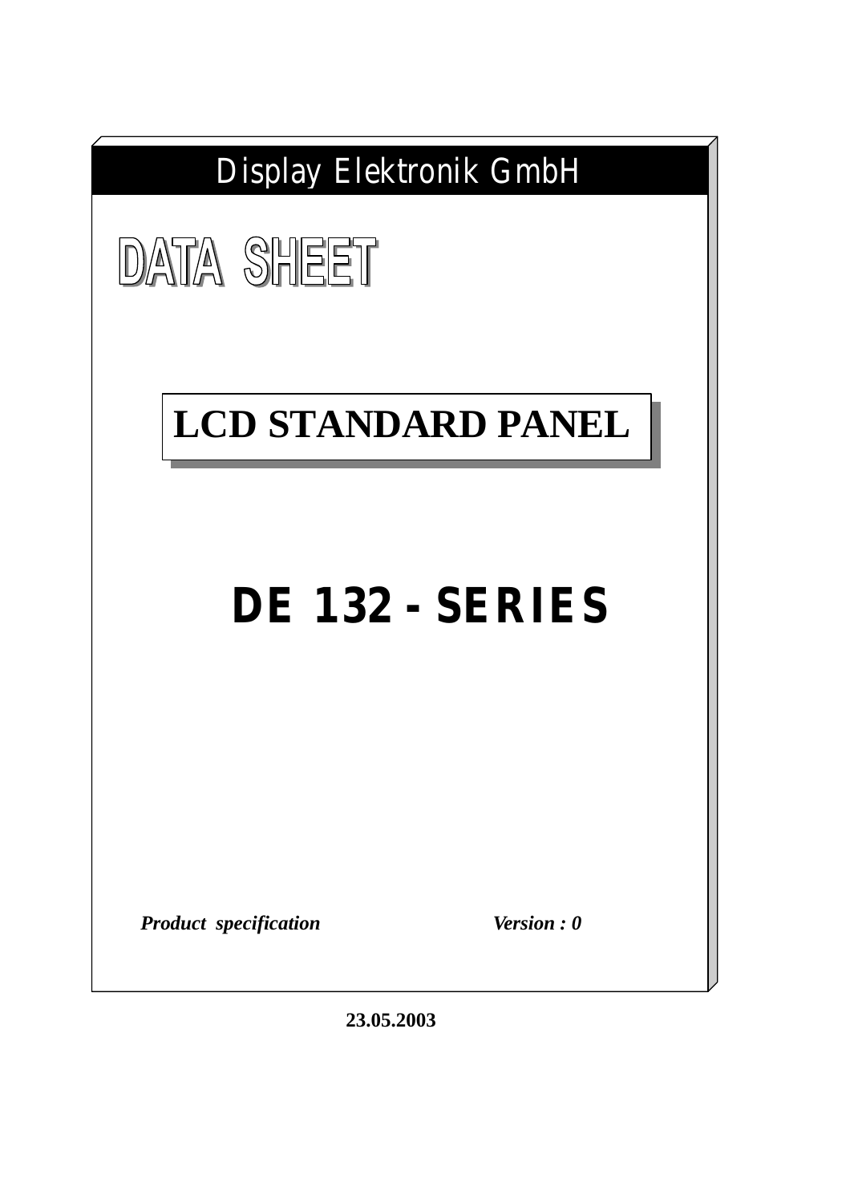# Display Elektronik GmbH

## DATA SHEET

## LCD STANDARD PANEL

# DE 132 - SERIES

***Product specification*** ***Version : 0***

**23.05.2003**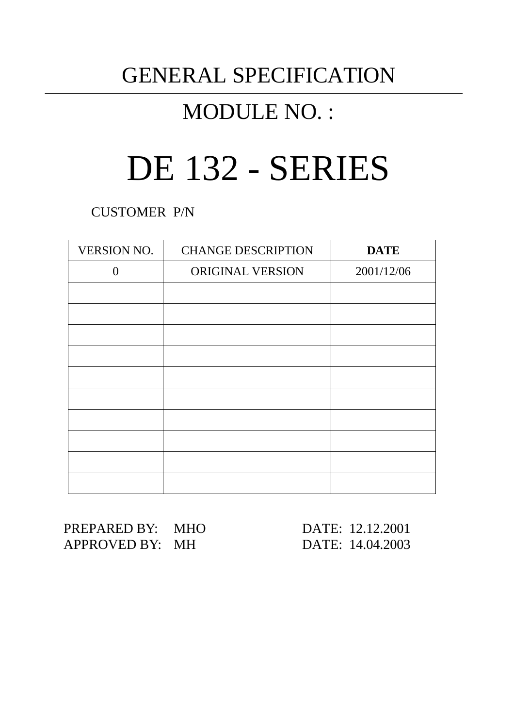# GENERAL SPECIFICATION

# MODULE NO. :

# DE 132 - SERIES

CUSTOMER P/N

| VERSION NO. | CHANGE DESCRIPTION | **DATE** |
|---|---|---|
| 0 | ORIGINAL VERSION | 2001/12/06 |
| | | |
| | | |
| | | |
| | | |
| | | |
| | | |
| | | |
| | | |
| | | |
| | | |

PREPARED BY: MHO DATE: 12.12.2001
APPROVED BY: MH DATE: 14.04.2003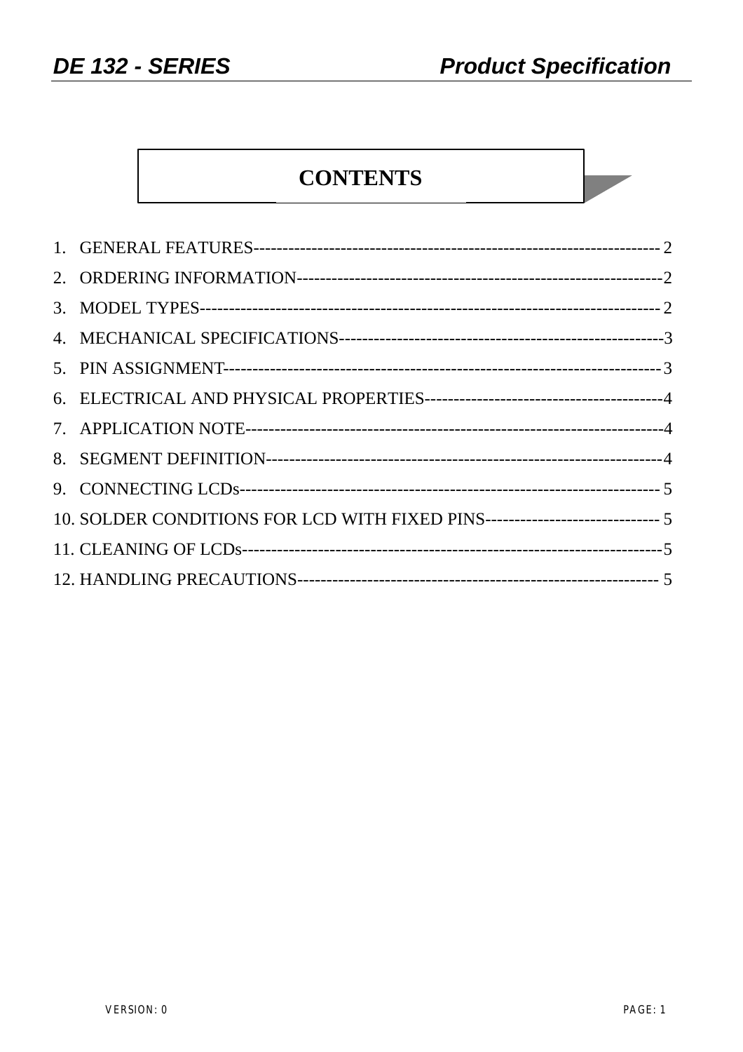# CONTENTS

1. GENERAL FEATURES------------------------------------------------------------------------ 2
2. ORDERING INFORMATION----------------------------------------------------------------2
3. MODEL TYPES------------------------------------------------------------------------------ 2
4. MECHANICAL SPECIFICATIONS-----------------------------------------------------3
5. PIN ASSIGNMENT------------------------------------------------------------------------ 3
6. ELECTRICAL AND PHYSICAL PROPERTIES-----------------------------------------4
7. APPLICATION NOTE-------------------------------------------------------------------4
8. SEGMENT DEFINITION-------------------------------------------------------------------4
9. CONNECTING LCDs-------------------------------------------------------------------- 5
10. SOLDER CONDITIONS FOR LCD WITH FIXED PINS------------------------------ 5
11. CLEANING OF LCDs-------------------------------------------------------------------5
12. HANDLING PRECAUTIONS--------------------------------------------------------- 5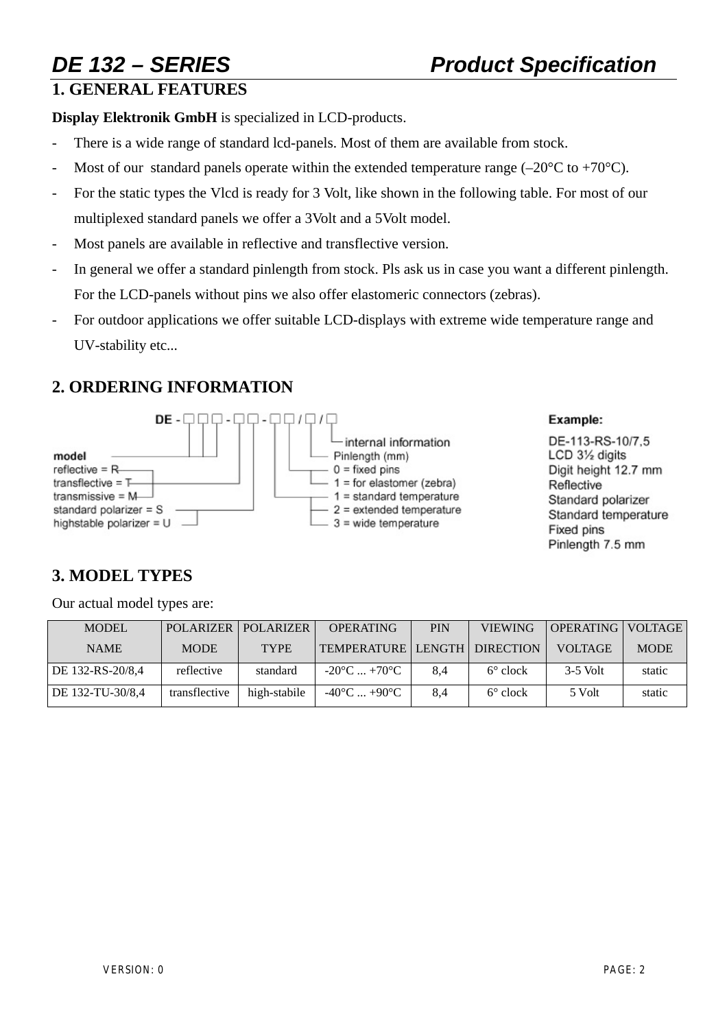# DE 132 – SERIES Product Specification

## 1. GENERAL FEATURES

**Display Elektronik GmbH** is specialized in LCD-products.

- There is a wide range of standard lcd-panels. Most of them are available from stock.
- Most of our standard panels operate within the extended temperature range (–20°C to +70°C).
- For the static types the Vlcd is ready for 3 Volt, like shown in the following table. For most of our multiplexed standard panels we offer a 3Volt and a 5Volt model.
- Most panels are available in reflective and transflective version.
- In general we offer a standard pinlength from stock. Pls ask us in case you want a different pinlength. For the LCD-panels without pins we also offer elastomeric connectors (zebras).
- For outdoor applications we offer suitable LCD-displays with extreme wide temperature range and UV-stability etc...

## 2. ORDERING INFORMATION

DE - □□□ - □□ - □□ / □ / □

- model
- reflective = R
- transflective = T
- transmissive = M
- standard polarizer = S
- highstable polarizer = U
- 1 = standard temperature
- 2 = extended temperature
- 3 = wide temperature
- 0 = fixed pins
- 1 = for elastomer (zebra)
- Pinlength (mm)
- internal information

**Example:**

DE-113-RS-10/7,5
LCD 3½ digits
Digit height 12.7 mm
Reflective
Standard polarizer
Standard temperature
Fixed pins
Pinlength 7.5 mm

## 3. MODEL TYPES

Our actual model types are:

| MODEL NAME | POLARIZER MODE | POLARIZER TYPE | OPERATING TEMPERATURE | PIN LENGTH | VIEWING DIRECTION | OPERATING VOLTAGE | VOLTAGE MODE |
|---|---|---|---|---|---|---|---|
| DE 132-RS-20/8,4 | reflective | standard | -20°C ... +70°C | 8,4 | 6° clock | 3-5 Volt | static |
| DE 132-TU-30/8,4 | transflective | high-stabile | -40°C ... +90°C | 8,4 | 6° clock | 5 Volt | static |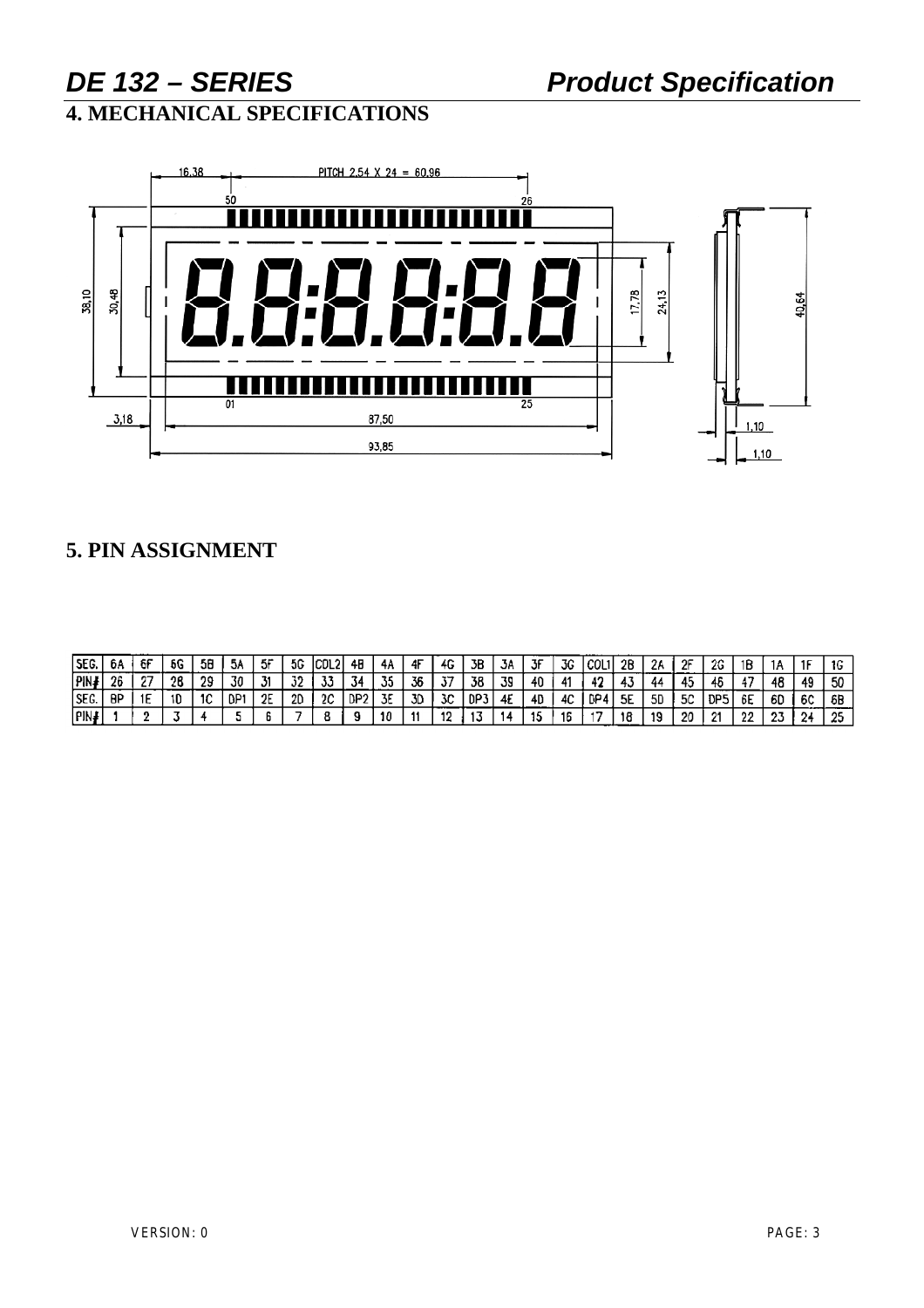# 4. MECHANICAL SPECIFICATIONS

# 5. PIN ASSIGNMENT

| SEG. | 6A | 6F | 6G | 5B | 5A | 5F | 5G | COL2 | 4B | 4A | 4F | 4G | 3B | 3A | 3F | 3G | COL1 | 2B | 2A | 2F | 2G | 1B | 1A | 1F | 1G |
|---|---|---|---|---|---|---|---|---|---|---|---|---|---|---|---|---|---|---|---|---|---|---|---|---|---|
| PIN# | 26 | 27 | 28 | 29 | 30 | 31 | 32 | 33 | 34 | 35 | 36 | 37 | 38 | 39 | 40 | 41 | 42 | 43 | 44 | 45 | 46 | 47 | 48 | 49 | 50 |
| SEG. | BP | 1E | 1D | 1C | DP1 | 2E | 2D | 2C | DP2 | 3E | 3D | 3C | DP3 | 4E | 4D | 4C | DP4 | 5E | 5D | 5C | DP5 | 6E | 6D | 6C | 6B |
| PIN# | 1 | 2 | 3 | 4 | 5 | 6 | 7 | 8 | 9 | 10 | 11 | 12 | 13 | 14 | 15 | 16 | 17 | 18 | 19 | 20 | 21 | 22 | 23 | 24 | 25 |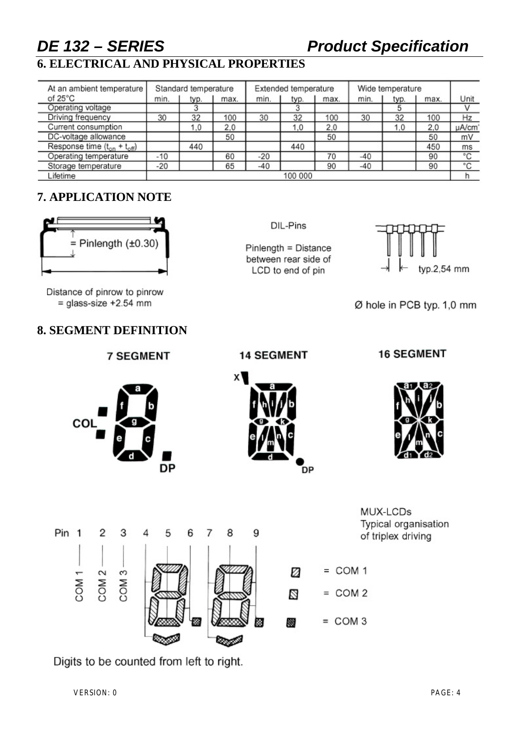# DE 132 – SERIES Product Specification

## 6. ELECTRICAL AND PHYSICAL PROPERTIES

| At an ambient temperature of 25°C | Standard temperature | | | Extended temperature | | | Wide temperature | | | Unit |
|---|---|---|---|---|---|---|---|---|---|---|
| | min. | typ. | max. | min. | typ. | max. | min. | typ. | max. | |
| Operating voltage | | 3 | | | 3 | | | 5 | | V |
| Driving frequency | 30 | 32 | 100 | 30 | 32 | 100 | 30 | 32 | 100 | Hz |
| Current consumption | | 1,0 | 2,0 | | 1,0 | 2,0 | | 1,0 | 2,0 | µA/cm² |
| DC-voltage allowance | | | 50 | | | 50 | | | 50 | mV |
| Response time ($t_{on}$ + $t_{off}$) | | 440 | | | 440 | | | | 450 | ms |
| Operating temperature | -10 | | 60 | -20 | | 70 | -40 | | 90 | °C |
| Storage temperature | -20 | | 65 | -40 | | 90 | -40 | | 90 | °C |
| Lifetime | 100 000 | | | | | | | | | h |

## 7. APPLICATION NOTE

= Pinlength (±0.30)

Distance of pinrow to pinrow = glass-size +2.54 mm

DIL-Pins

Pinlength = Distance between rear side of LCD to end of pin

typ.2,54 mm

Ø hole in PCB typ. 1,0 mm

## 8. SEGMENT DEFINITION

**7 SEGMENT** **14 SEGMENT** **16 SEGMENT**

COL, a, b, c, d, e, f, g, DP

x, a, b, c, d, e, f, g, h, i, j, k, l, m, n, DP

a1, a2, b, c, d1, d2, e, f, g, h, i, j, k, l, m, n

Pin 1 2 3 4 5 6 7 8 9

COM 1 COM 2 COM 3

MUX-LCDs
Typical organisation of triplex driving

= COM 1
= COM 2
= COM 3

Digits to be counted from left to right.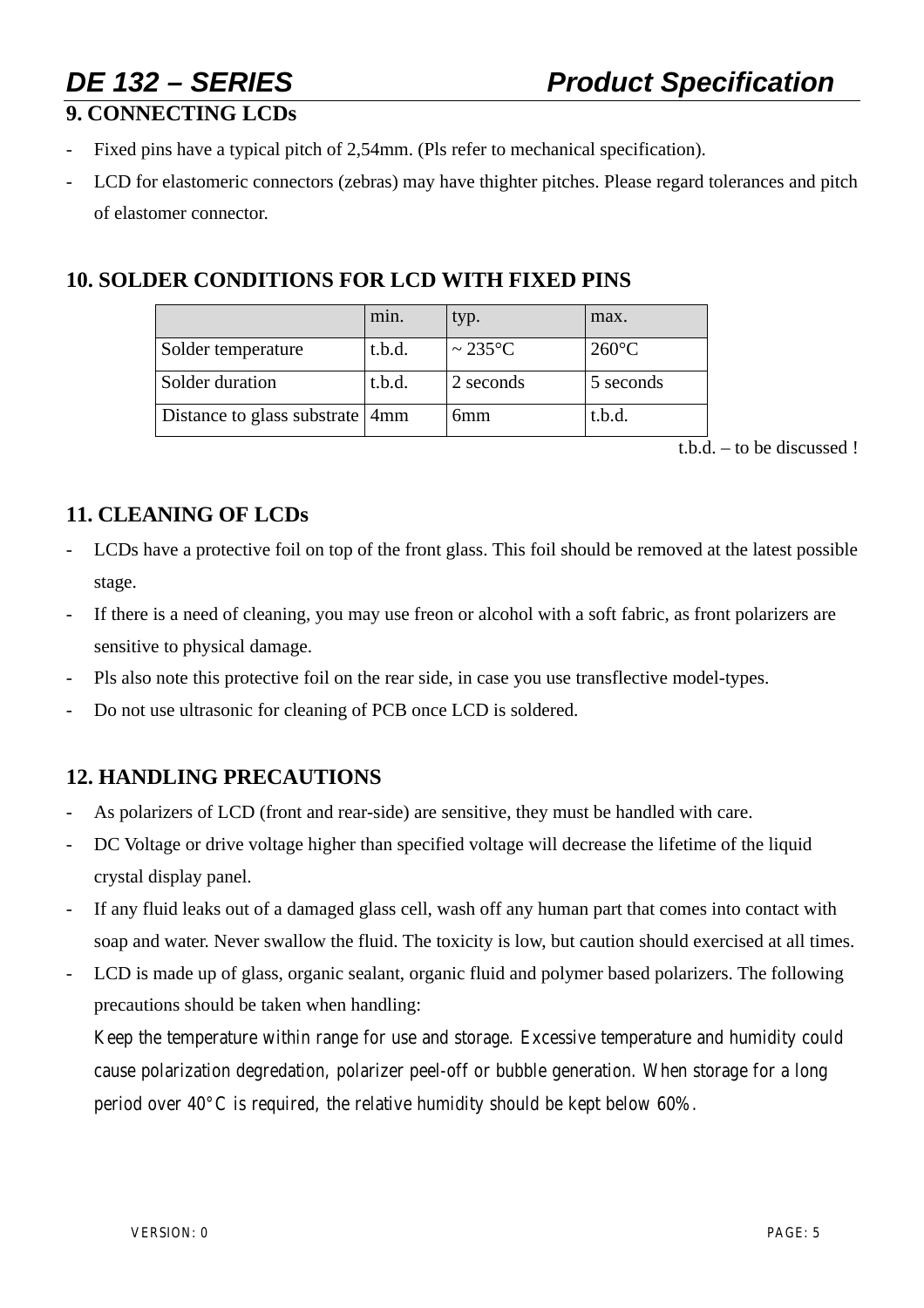## 9. CONNECTING LCDs

- Fixed pins have a typical pitch of 2,54mm. (Pls refer to mechanical specification).
- LCD for elastomeric connectors (zebras) may have thighter pitches. Please regard tolerances and pitch of elastomer connector.

## 10. SOLDER CONDITIONS FOR LCD WITH FIXED PINS

| | min. | typ. | max. |
|---|---|---|---|
| Solder temperature | t.b.d. | ~ 235°C | 260°C |
| Solder duration | t.b.d. | 2 seconds | 5 seconds |
| Distance to glass substrate | 4mm | 6mm | t.b.d. |

t.b.d. – to be discussed !

## 11. CLEANING OF LCDs

- LCDs have a protective foil on top of the front glass. This foil should be removed at the latest possible stage.
- If there is a need of cleaning, you may use freon or alcohol with a soft fabric, as front polarizers are sensitive to physical damage.
- Pls also note this protective foil on the rear side, in case you use transflective model-types.
- Do not use ultrasonic for cleaning of PCB once LCD is soldered.

## 12. HANDLING PRECAUTIONS

- As polarizers of LCD (front and rear-side) are sensitive, they must be handled with care.
- DC Voltage or drive voltage higher than specified voltage will decrease the lifetime of the liquid crystal display panel.
- If any fluid leaks out of a damaged glass cell, wash off any human part that comes into contact with soap and water. Never swallow the fluid. The toxicity is low, but caution should exercised at all times.
- LCD is made up of glass, organic sealant, organic fluid and polymer based polarizers. The following precautions should be taken when handling:

  Keep the temperature within range for use and storage. Excessive temperature and humidity could cause polarization degredation, polarizer peel-off or bubble generation. When storage for a long period over 40°C is required, the relative humidity should be kept below 60%.